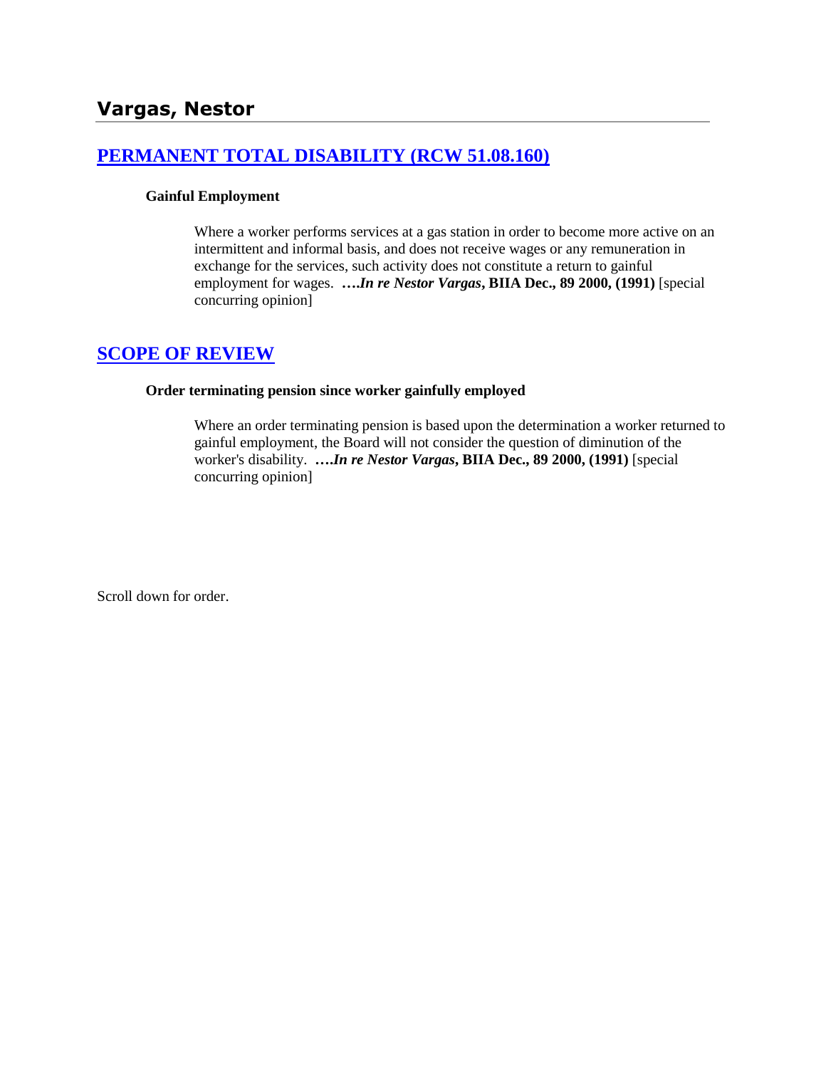# Vargas, Nestor

## [PERMANENT TOTAL DISABILITY (RCW 51.08.160)]()

### Gainful Employment

Where a worker performs services at a gas station in order to become more active on an intermittent and informal basis, and does not receive wages or any remuneration in exchange for the services, such activity does not constitute a return to gainful employment for wages. **….*In re Nestor Vargas*, BIIA Dec., 89 2000, (1991)** [special concurring opinion]

## [SCOPE OF REVIEW]()

### Order terminating pension since worker gainfully employed

Where an order terminating pension is based upon the determination a worker returned to gainful employment, the Board will not consider the question of diminution of the worker's disability. **….*In re Nestor Vargas*, BIIA Dec., 89 2000, (1991)** [special concurring opinion]

Scroll down for order.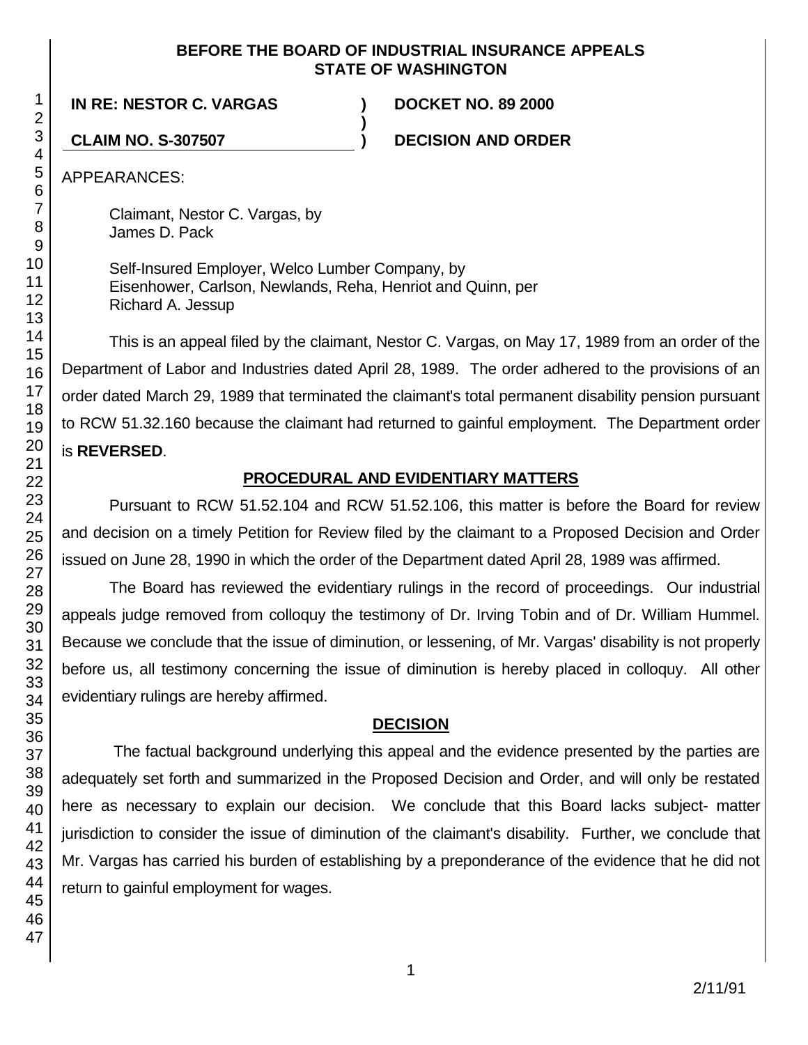**BEFORE THE BOARD OF INDUSTRIAL INSURANCE APPEALS**
**STATE OF WASHINGTON**

**IN RE: NESTOR C. VARGAS** ) **DOCKET NO. 89 2000**
)
**CLAIM NO. S-307507** ) **DECISION AND ORDER**

APPEARANCES:

Claimant, Nestor C. Vargas, by
James D. Pack

Self-Insured Employer, Welco Lumber Company, by
Eisenhower, Carlson, Newlands, Reha, Henriot and Quinn, per
Richard A. Jessup

This is an appeal filed by the claimant, Nestor C. Vargas, on May 17, 1989 from an order of the Department of Labor and Industries dated April 28, 1989. The order adhered to the provisions of an order dated March 29, 1989 that terminated the claimant's total permanent disability pension pursuant to RCW 51.32.160 because the claimant had returned to gainful employment. The Department order is **REVERSED**.

## PROCEDURAL AND EVIDENTIARY MATTERS

Pursuant to RCW 51.52.104 and RCW 51.52.106, this matter is before the Board for review and decision on a timely Petition for Review filed by the claimant to a Proposed Decision and Order issued on June 28, 1990 in which the order of the Department dated April 28, 1989 was affirmed.

The Board has reviewed the evidentiary rulings in the record of proceedings. Our industrial appeals judge removed from colloquy the testimony of Dr. Irving Tobin and of Dr. William Hummel. Because we conclude that the issue of diminution, or lessening, of Mr. Vargas' disability is not properly before us, all testimony concerning the issue of diminution is hereby placed in colloquy. All other evidentiary rulings are hereby affirmed.

## DECISION

The factual background underlying this appeal and the evidence presented by the parties are adequately set forth and summarized in the Proposed Decision and Order, and will only be restated here as necessary to explain our decision. We conclude that this Board lacks subject- matter jurisdiction to consider the issue of diminution of the claimant's disability. Further, we conclude that Mr. Vargas has carried his burden of establishing by a preponderance of the evidence that he did not return to gainful employment for wages.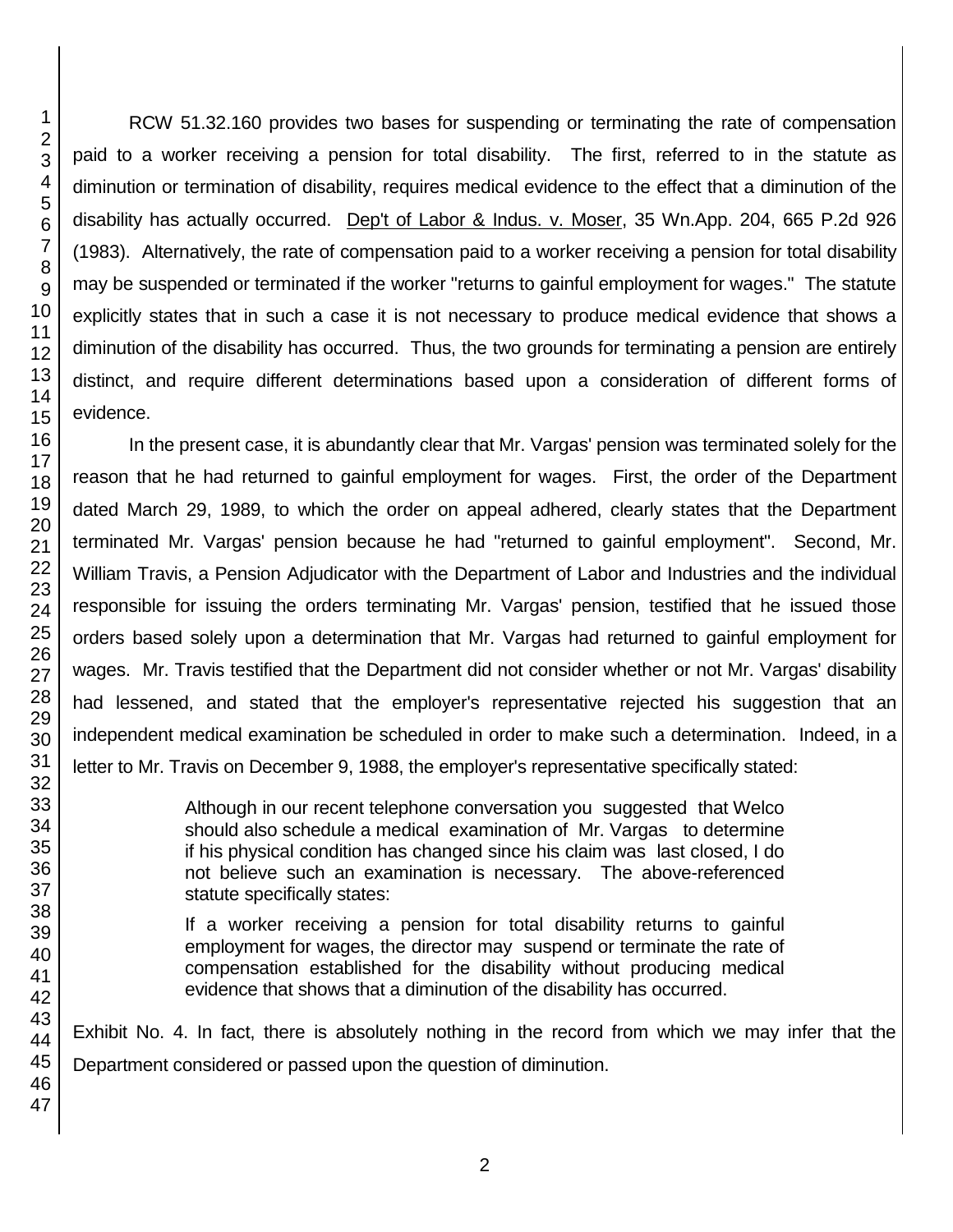RCW 51.32.160 provides two bases for suspending or terminating the rate of compensation paid to a worker receiving a pension for total disability. The first, referred to in the statute as diminution or termination of disability, requires medical evidence to the effect that a diminution of the disability has actually occurred. Dep't of Labor & Indus. v. Moser, 35 Wn.App. 204, 665 P.2d 926 (1983). Alternatively, the rate of compensation paid to a worker receiving a pension for total disability may be suspended or terminated if the worker "returns to gainful employment for wages." The statute explicitly states that in such a case it is not necessary to produce medical evidence that shows a diminution of the disability has occurred. Thus, the two grounds for terminating a pension are entirely distinct, and require different determinations based upon a consideration of different forms of evidence.

In the present case, it is abundantly clear that Mr. Vargas' pension was terminated solely for the reason that he had returned to gainful employment for wages. First, the order of the Department dated March 29, 1989, to which the order on appeal adhered, clearly states that the Department terminated Mr. Vargas' pension because he had "returned to gainful employment". Second, Mr. William Travis, a Pension Adjudicator with the Department of Labor and Industries and the individual responsible for issuing the orders terminating Mr. Vargas' pension, testified that he issued those orders based solely upon a determination that Mr. Vargas had returned to gainful employment for wages. Mr. Travis testified that the Department did not consider whether or not Mr. Vargas' disability had lessened, and stated that the employer's representative rejected his suggestion that an independent medical examination be scheduled in order to make such a determination. Indeed, in a letter to Mr. Travis on December 9, 1988, the employer's representative specifically stated:

> Although in our recent telephone conversation you suggested that Welco should also schedule a medical examination of Mr. Vargas to determine if his physical condition has changed since his claim was last closed, I do not believe such an examination is necessary. The above-referenced statute specifically states:
>
> If a worker receiving a pension for total disability returns to gainful employment for wages, the director may suspend or terminate the rate of compensation established for the disability without producing medical evidence that shows that a diminution of the disability has occurred.

Exhibit No. 4. In fact, there is absolutely nothing in the record from which we may infer that the Department considered or passed upon the question of diminution.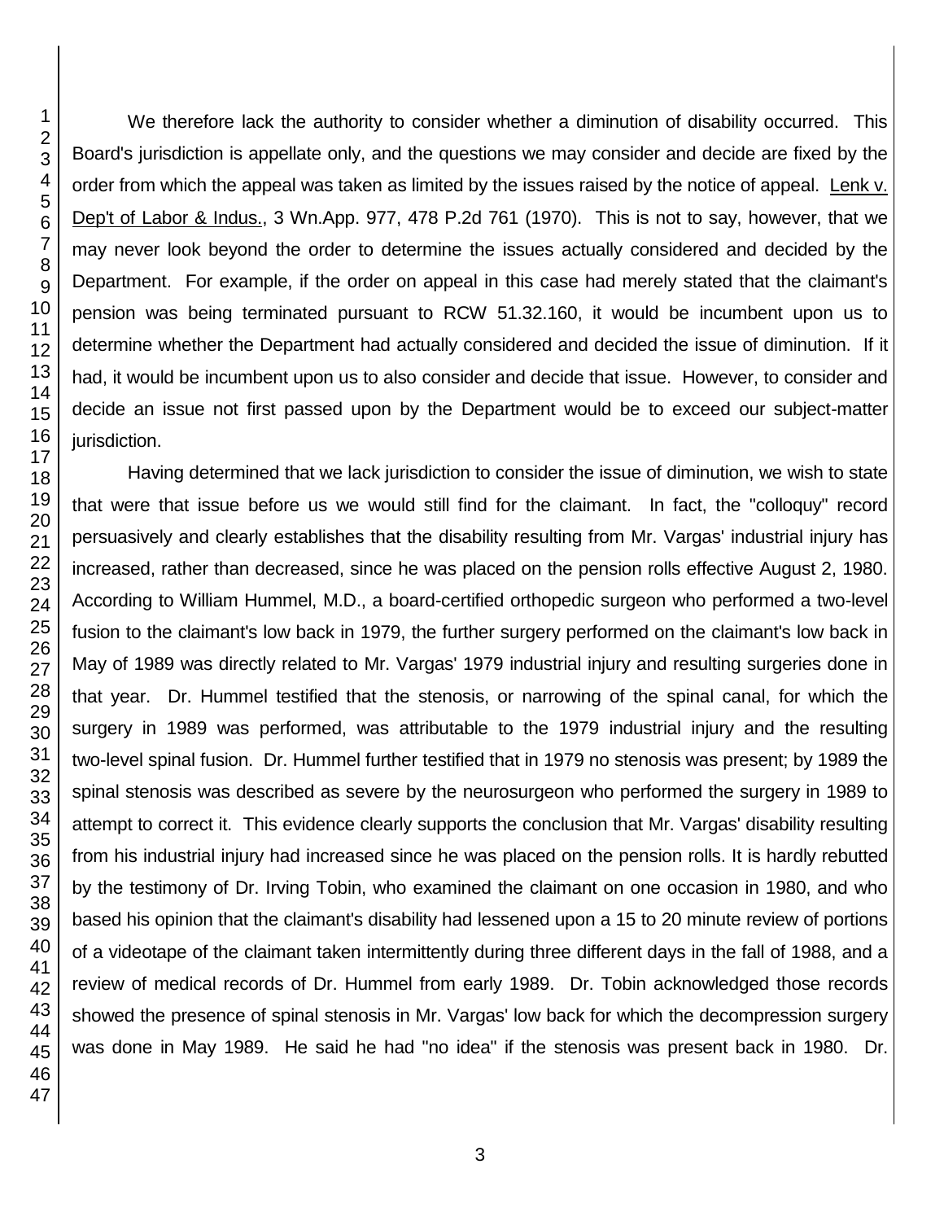We therefore lack the authority to consider whether a diminution of disability occurred. This Board's jurisdiction is appellate only, and the questions we may consider and decide are fixed by the order from which the appeal was taken as limited by the issues raised by the notice of appeal. Lenk v. Dep't of Labor & Indus., 3 Wn.App. 977, 478 P.2d 761 (1970). This is not to say, however, that we may never look beyond the order to determine the issues actually considered and decided by the Department. For example, if the order on appeal in this case had merely stated that the claimant's pension was being terminated pursuant to RCW 51.32.160, it would be incumbent upon us to determine whether the Department had actually considered and decided the issue of diminution. If it had, it would be incumbent upon us to also consider and decide that issue. However, to consider and decide an issue not first passed upon by the Department would be to exceed our subject-matter jurisdiction.

Having determined that we lack jurisdiction to consider the issue of diminution, we wish to state that were that issue before us we would still find for the claimant. In fact, the "colloquy" record persuasively and clearly establishes that the disability resulting from Mr. Vargas' industrial injury has increased, rather than decreased, since he was placed on the pension rolls effective August 2, 1980. According to William Hummel, M.D., a board-certified orthopedic surgeon who performed a two-level fusion to the claimant's low back in 1979, the further surgery performed on the claimant's low back in May of 1989 was directly related to Mr. Vargas' 1979 industrial injury and resulting surgeries done in that year. Dr. Hummel testified that the stenosis, or narrowing of the spinal canal, for which the surgery in 1989 was performed, was attributable to the 1979 industrial injury and the resulting two-level spinal fusion. Dr. Hummel further testified that in 1979 no stenosis was present; by 1989 the spinal stenosis was described as severe by the neurosurgeon who performed the surgery in 1989 to attempt to correct it. This evidence clearly supports the conclusion that Mr. Vargas' disability resulting from his industrial injury had increased since he was placed on the pension rolls. It is hardly rebutted by the testimony of Dr. Irving Tobin, who examined the claimant on one occasion in 1980, and who based his opinion that the claimant's disability had lessened upon a 15 to 20 minute review of portions of a videotape of the claimant taken intermittently during three different days in the fall of 1988, and a review of medical records of Dr. Hummel from early 1989. Dr. Tobin acknowledged those records showed the presence of spinal stenosis in Mr. Vargas' low back for which the decompression surgery was done in May 1989. He said he had "no idea" if the stenosis was present back in 1980. Dr.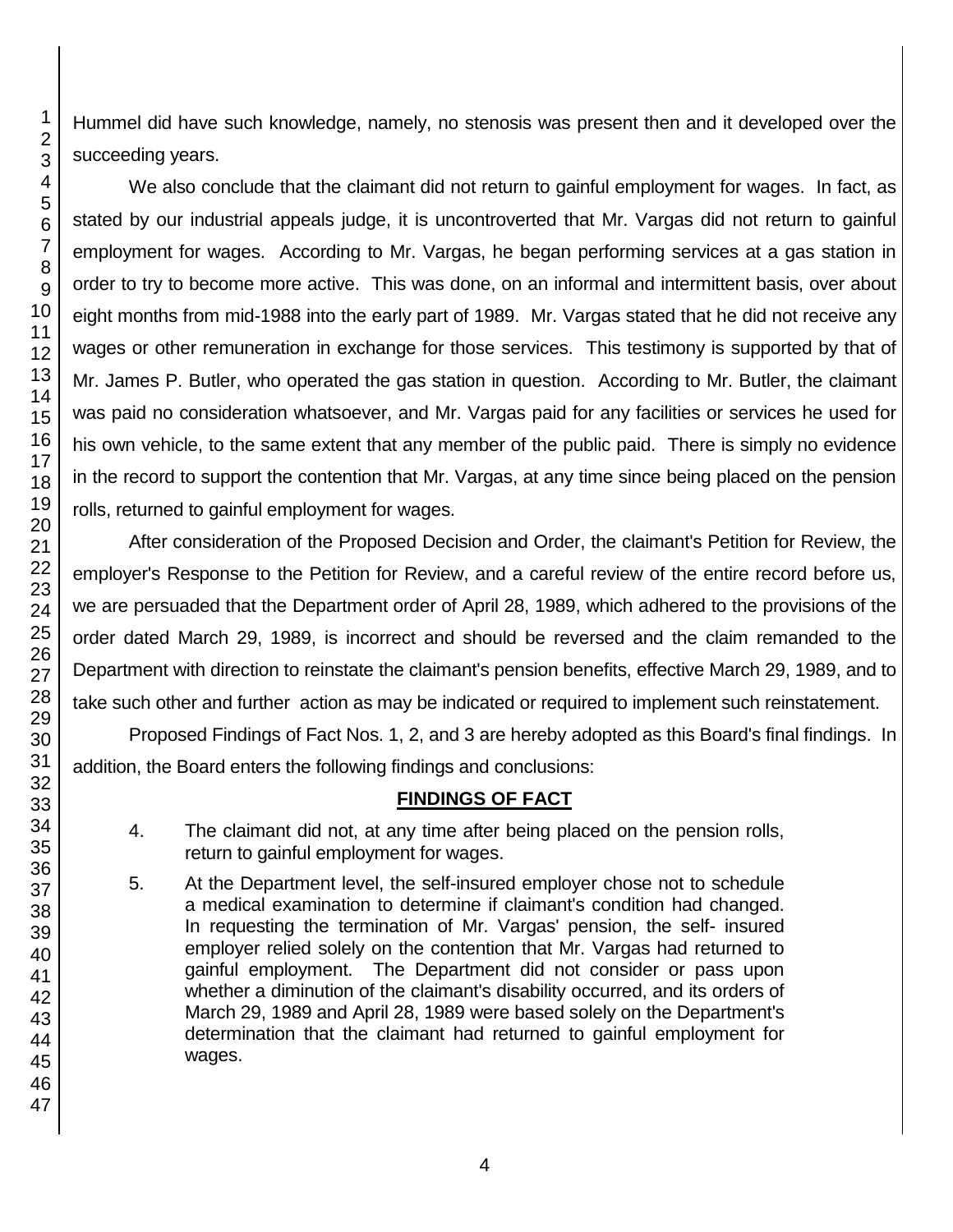Hummel did have such knowledge, namely, no stenosis was present then and it developed over the succeeding years.

We also conclude that the claimant did not return to gainful employment for wages. In fact, as stated by our industrial appeals judge, it is uncontroverted that Mr. Vargas did not return to gainful employment for wages. According to Mr. Vargas, he began performing services at a gas station in order to try to become more active. This was done, on an informal and intermittent basis, over about eight months from mid-1988 into the early part of 1989. Mr. Vargas stated that he did not receive any wages or other remuneration in exchange for those services. This testimony is supported by that of Mr. James P. Butler, who operated the gas station in question. According to Mr. Butler, the claimant was paid no consideration whatsoever, and Mr. Vargas paid for any facilities or services he used for his own vehicle, to the same extent that any member of the public paid. There is simply no evidence in the record to support the contention that Mr. Vargas, at any time since being placed on the pension rolls, returned to gainful employment for wages.

After consideration of the Proposed Decision and Order, the claimant's Petition for Review, the employer's Response to the Petition for Review, and a careful review of the entire record before us, we are persuaded that the Department order of April 28, 1989, which adhered to the provisions of the order dated March 29, 1989, is incorrect and should be reversed and the claim remanded to the Department with direction to reinstate the claimant's pension benefits, effective March 29, 1989, and to take such other and further action as may be indicated or required to implement such reinstatement.

Proposed Findings of Fact Nos. 1, 2, and 3 are hereby adopted as this Board's final findings. In addition, the Board enters the following findings and conclusions:

## FINDINGS OF FACT

4. The claimant did not, at any time after being placed on the pension rolls, return to gainful employment for wages.

5. At the Department level, the self-insured employer chose not to schedule a medical examination to determine if claimant's condition had changed. In requesting the termination of Mr. Vargas' pension, the self- insured employer relied solely on the contention that Mr. Vargas had returned to gainful employment. The Department did not consider or pass upon whether a diminution of the claimant's disability occurred, and its orders of March 29, 1989 and April 28, 1989 were based solely on the Department's determination that the claimant had returned to gainful employment for wages.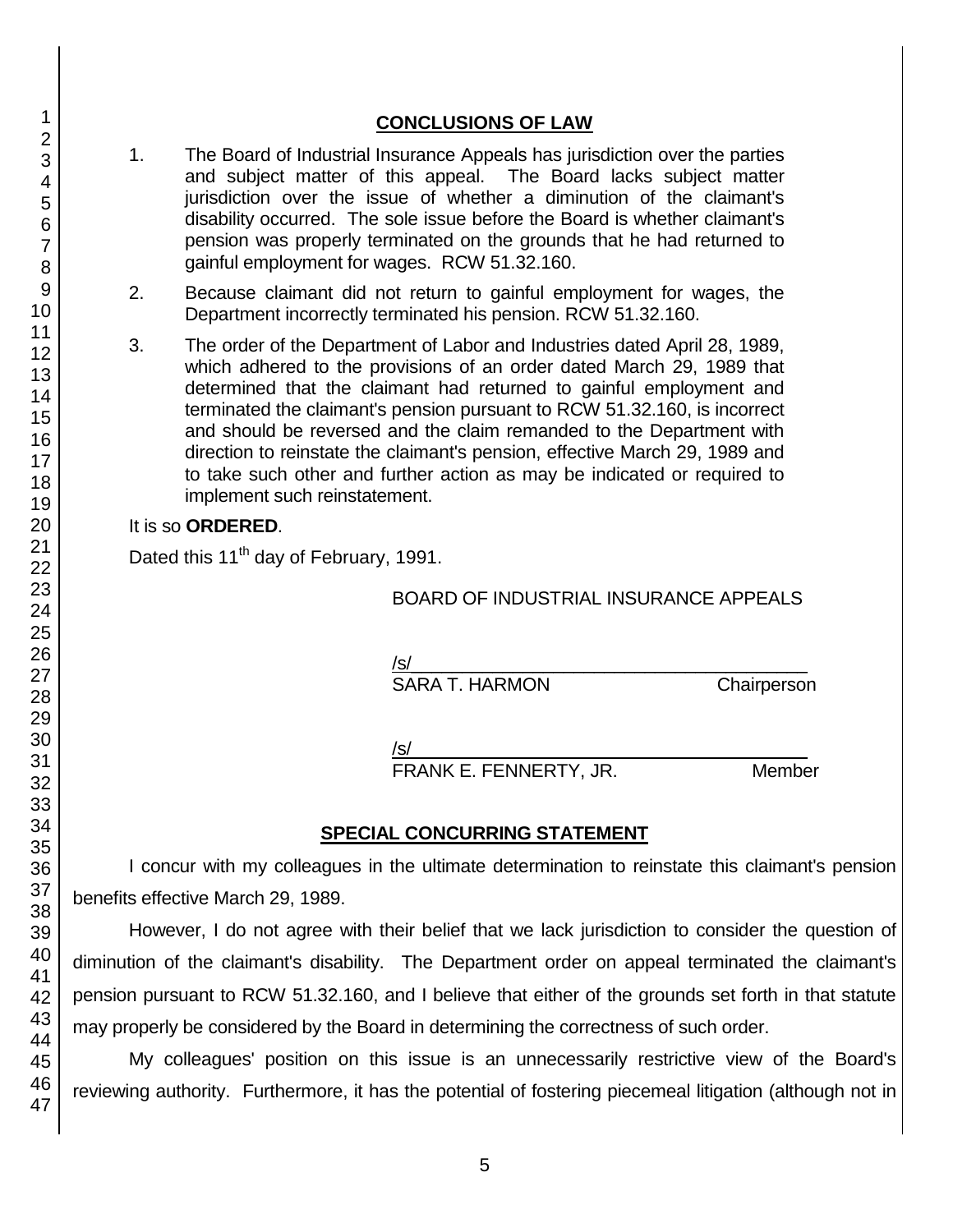## CONCLUSIONS OF LAW

1. The Board of Industrial Insurance Appeals has jurisdiction over the parties and subject matter of this appeal. The Board lacks subject matter jurisdiction over the issue of whether a diminution of the claimant's disability occurred. The sole issue before the Board is whether claimant's pension was properly terminated on the grounds that he had returned to gainful employment for wages. RCW 51.32.160.

2. Because claimant did not return to gainful employment for wages, the Department incorrectly terminated his pension. RCW 51.32.160.

3. The order of the Department of Labor and Industries dated April 28, 1989, which adhered to the provisions of an order dated March 29, 1989 that determined that the claimant had returned to gainful employment and terminated the claimant's pension pursuant to RCW 51.32.160, is incorrect and should be reversed and the claim remanded to the Department with direction to reinstate the claimant's pension, effective March 29, 1989 and to take such other and further action as may be indicated or required to implement such reinstatement.

It is so **ORDERED**.

Dated this 11th day of February, 1991.

BOARD OF INDUSTRIAL INSURANCE APPEALS

/s/
SARA T. HARMON Chairperson

/s/
FRANK E. FENNERTY, JR. Member

## SPECIAL CONCURRING STATEMENT

I concur with my colleagues in the ultimate determination to reinstate this claimant's pension benefits effective March 29, 1989.

However, I do not agree with their belief that we lack jurisdiction to consider the question of diminution of the claimant's disability. The Department order on appeal terminated the claimant's pension pursuant to RCW 51.32.160, and I believe that either of the grounds set forth in that statute may properly be considered by the Board in determining the correctness of such order.

My colleagues' position on this issue is an unnecessarily restrictive view of the Board's reviewing authority. Furthermore, it has the potential of fostering piecemeal litigation (although not in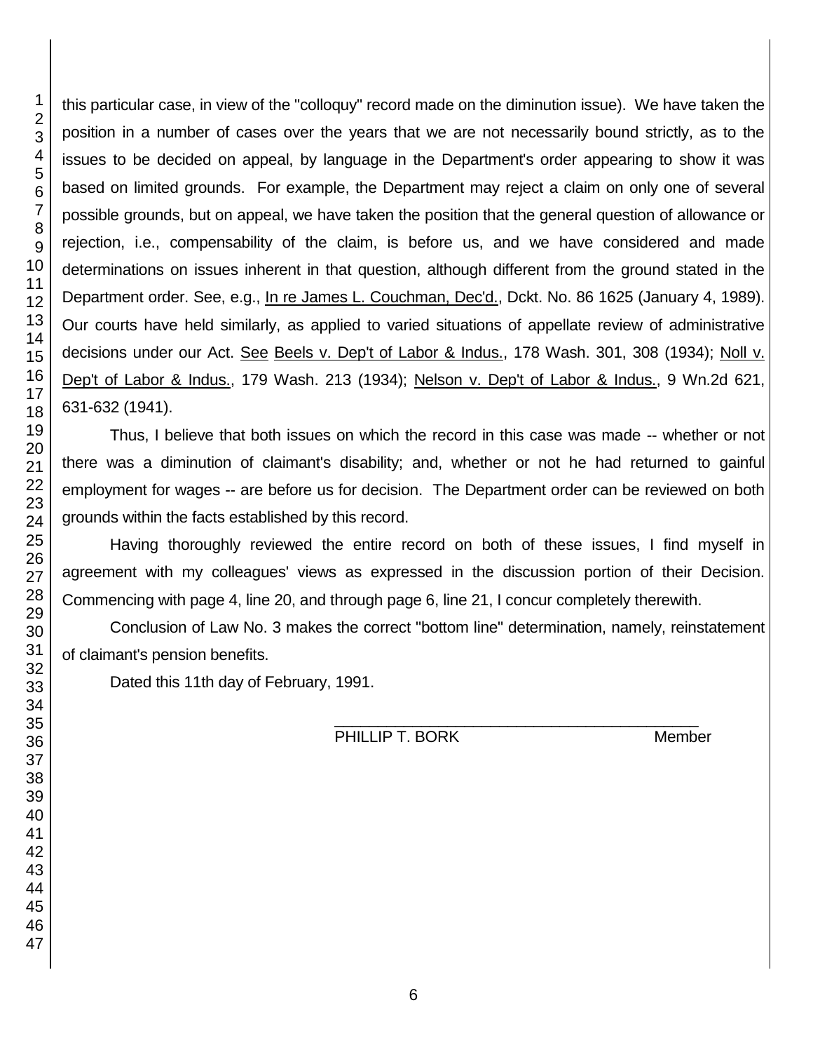this particular case, in view of the "colloquy" record made on the diminution issue). We have taken the position in a number of cases over the years that we are not necessarily bound strictly, as to the issues to be decided on appeal, by language in the Department's order appearing to show it was based on limited grounds. For example, the Department may reject a claim on only one of several possible grounds, but on appeal, we have taken the position that the general question of allowance or rejection, i.e., compensability of the claim, is before us, and we have considered and made determinations on issues inherent in that question, although different from the ground stated in the Department order. See, e.g., In re James L. Couchman, Dec'd., Dckt. No. 86 1625 (January 4, 1989). Our courts have held similarly, as applied to varied situations of appellate review of administrative decisions under our Act. See Beels v. Dep't of Labor & Indus., 178 Wash. 301, 308 (1934); Noll v. Dep't of Labor & Indus., 179 Wash. 213 (1934); Nelson v. Dep't of Labor & Indus., 9 Wn.2d 621, 631-632 (1941).

Thus, I believe that both issues on which the record in this case was made -- whether or not there was a diminution of claimant's disability; and, whether or not he had returned to gainful employment for wages -- are before us for decision. The Department order can be reviewed on both grounds within the facts established by this record.

Having thoroughly reviewed the entire record on both of these issues, I find myself in agreement with my colleagues' views as expressed in the discussion portion of their Decision. Commencing with page 4, line 20, and through page 6, line 21, I concur completely therewith.

Conclusion of Law No. 3 makes the correct "bottom line" determination, namely, reinstatement of claimant's pension benefits.

Dated this 11th day of February, 1991.

\_\_\_\_\_\_\_\_\_\_\_\_\_\_\_\_\_\_\_\_\_\_\_\_\_\_\_\_\_\_\_\_\_\_\_\_\_\_\_\_\_\_\_\_

PHILLIP T. BORK Member